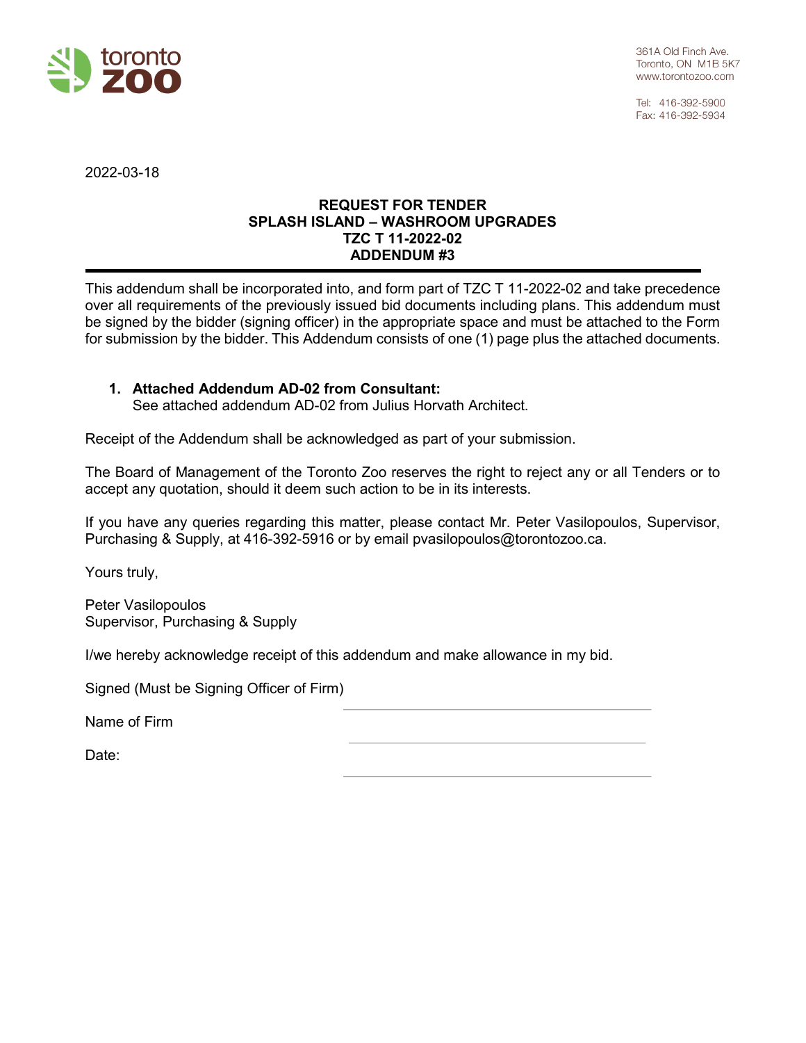toronto zoo

361A Old Finch Ave.
Toronto, ON M1B 5K7
www.torontozoo.com

Tel: 416-392-5900
Fax: 416-392-5934

2022-03-18

# REQUEST FOR TENDER
## SPLASH ISLAND – WASHROOM UPGRADES
## TZC T 11-2022-02
## ADDENDUM #3

---

This addendum shall be incorporated into, and form part of TZC T 11-2022-02 and take precedence over all requirements of the previously issued bid documents including plans. This addendum must be signed by the bidder (signing officer) in the appropriate space and must be attached to the Form for submission by the bidder. This Addendum consists of one (1) page plus the attached documents.

1. **Attached Addendum AD-02 from Consultant:**
   See attached addendum AD-02 from Julius Horvath Architect.

Receipt of the Addendum shall be acknowledged as part of your submission.

The Board of Management of the Toronto Zoo reserves the right to reject any or all Tenders or to accept any quotation, should it deem such action to be in its interests.

If you have any queries regarding this matter, please contact Mr. Peter Vasilopoulos, Supervisor, Purchasing & Supply, at 416-392-5916 or by email pvasilopoulos@torontozoo.ca.

Yours truly,

Peter Vasilopoulos
Supervisor, Purchasing & Supply

I/we hereby acknowledge receipt of this addendum and make allowance in my bid.

Signed (Must be Signing Officer of Firm) ______________________________

Name of Firm ______________________________

Date: ______________________________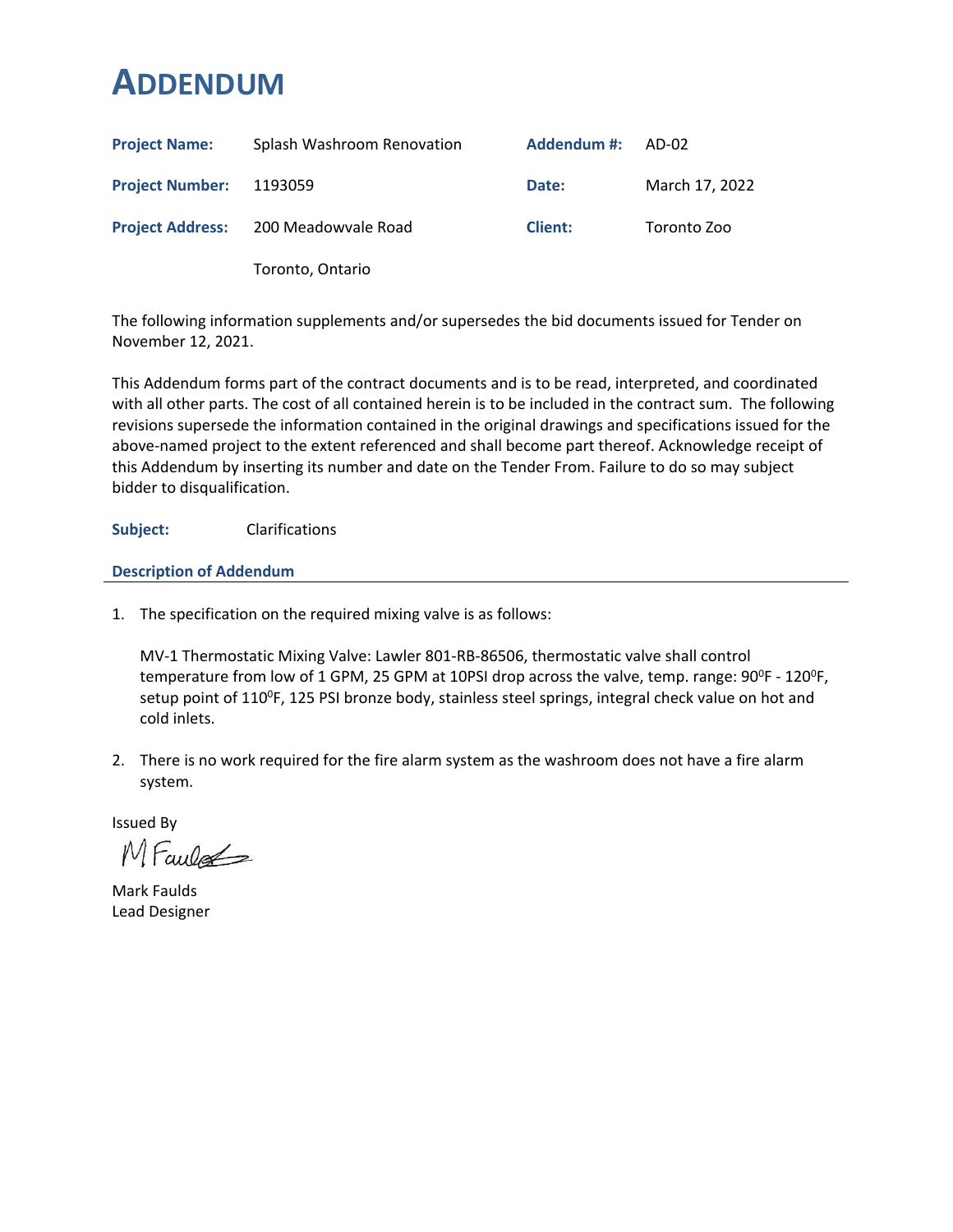# ADDENDUM

| | | | |
|---|---|---|---|
| **Project Name:** | Splash Washroom Renovation | **Addendum #:** | AD-02 |
| **Project Number:** | 1193059 | **Date:** | March 17, 2022 |
| **Project Address:** | 200 Meadowvale Road | **Client:** | Toronto Zoo |
| | Toronto, Ontario | | |

The following information supplements and/or supersedes the bid documents issued for Tender on November 12, 2021.

This Addendum forms part of the contract documents and is to be read, interpreted, and coordinated with all other parts. The cost of all contained herein is to be included in the contract sum. The following revisions supersede the information contained in the original drawings and specifications issued for the above-named project to the extent referenced and shall become part thereof. Acknowledge receipt of this Addendum by inserting its number and date on the Tender From. Failure to do so may subject bidder to disqualification.

**Subject:** Clarifications

**Description of Addendum**

1. The specification on the required mixing valve is as follows:

   MV-1 Thermostatic Mixing Valve: Lawler 801-RB-86506, thermostatic valve shall control temperature from low of 1 GPM, 25 GPM at 10PSI drop across the valve, temp. range: $90^0$F - $120^0$F, setup point of $110^0$F, 125 PSI bronze body, stainless steel springs, integral check value on hot and cold inlets.

2. There is no work required for the fire alarm system as the washroom does not have a fire alarm system.

Issued By

M Faulds

Mark Faulds
Lead Designer